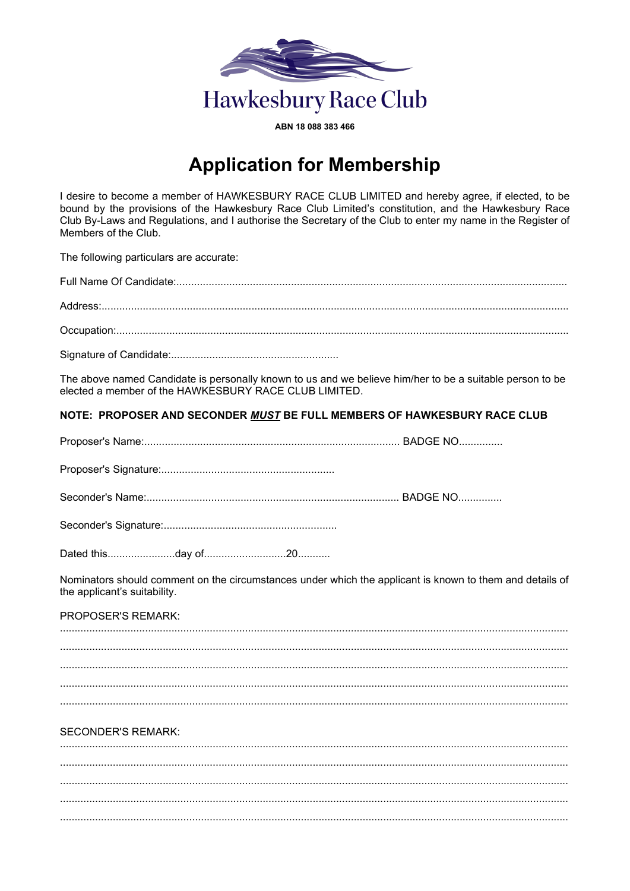Hawkesbury Race Club

**ABN 18 088 383 466**

# Application for Membership

I desire to become a member of HAWKESBURY RACE CLUB LIMITED and hereby agree, if elected, to be bound by the provisions of the Hawkesbury Race Club Limited's constitution, and the Hawkesbury Race Club By-Laws and Regulations, and I authorise the Secretary of the Club to enter my name in the Register of Members of the Club.

The following particulars are accurate:

Full Name Of Candidate:....................................................................................................................................

Address:.............................................................................................................................................................

Occupation:........................................................................................................................................................

Signature of Candidate:.........................................................

The above named Candidate is personally known to us and we believe him/her to be a suitable person to be elected a member of the HAWKESBURY RACE CLUB LIMITED.

**NOTE: PROPOSER AND SECONDER *MUST* BE FULL MEMBERS OF HAWKESBURY RACE CLUB**

Proposer's Name:...................................................................................... BADGE NO..............

Proposer's Signature:...........................................................

Seconder's Name:..................................................................................... BADGE NO...............

Seconder's Signature:...........................................................

Dated this.......................day of...........................20...........

Nominators should comment on the circumstances under which the applicant is known to them and details of the applicant's suitability.

PROPOSER'S REMARK:

.........................................................................................................................................................................

.........................................................................................................................................................................

.........................................................................................................................................................................

.........................................................................................................................................................................

.........................................................................................................................................................................

SECONDER'S REMARK:

.........................................................................................................................................................................

.........................................................................................................................................................................

.........................................................................................................................................................................

.........................................................................................................................................................................

.........................................................................................................................................................................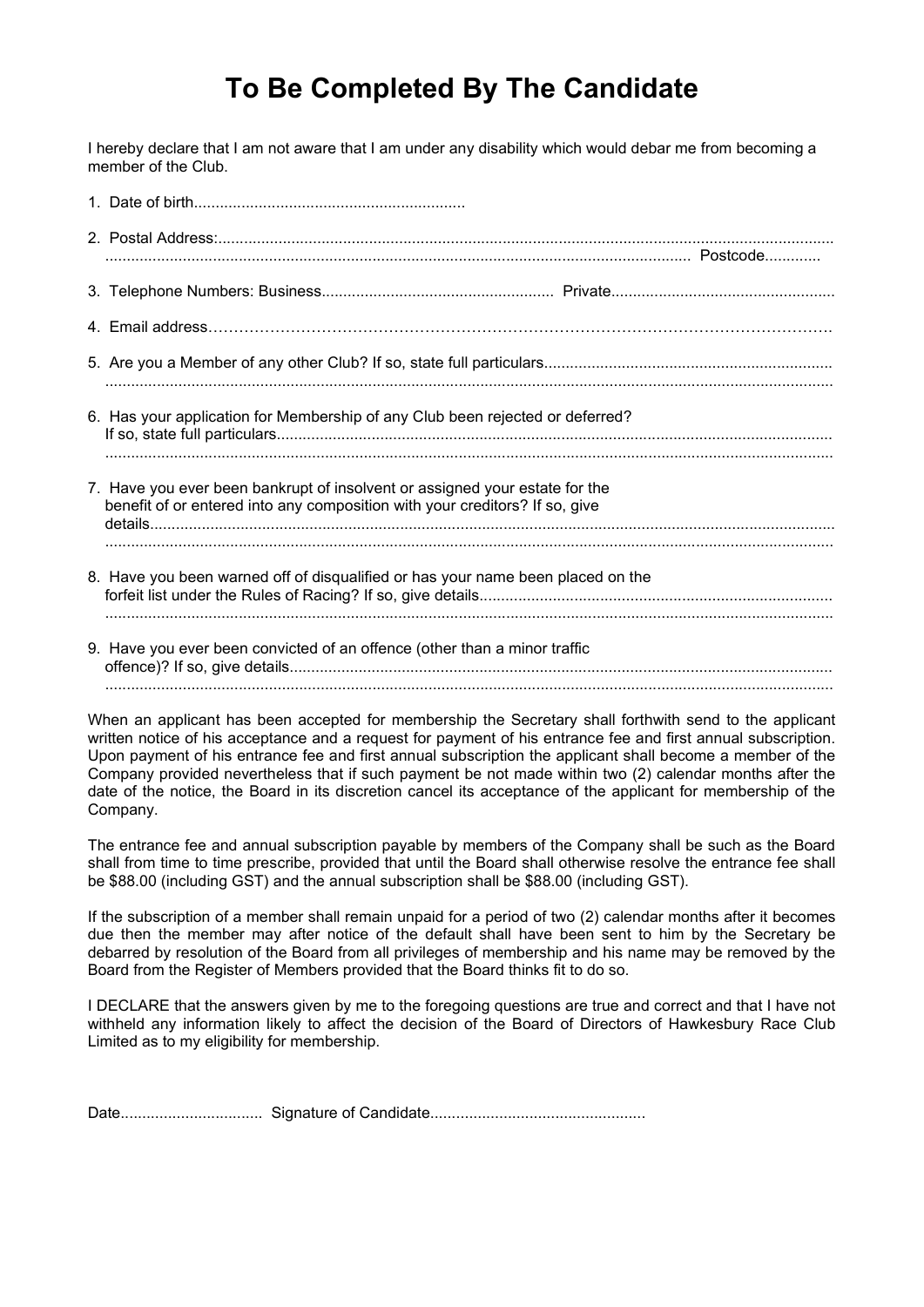# To Be Completed By The Candidate

I hereby declare that I am not aware that I am under any disability which would debar me from becoming a member of the Club.

1. Date of birth..............................................................

2. Postal Address:.......................................................................................................................................... ....................................................................................................................................... Postcode.............

3. Telephone Numbers: Business..................................................... Private...................................................

4. Email address…………………………………………………………………………………………………….

5. Are you a Member of any other Club? If so, state full particulars.................................................................. ......................................................................................................................................................................

6. Has your application for Membership of any Club been rejected or deferred? If so, state full particulars................................................................................................................................ ......................................................................................................................................................................

7. Have you ever been bankrupt of insolvent or assigned your estate for the benefit of or entered into any composition with your creditors? If so, give details............................................................................................................................................................ ......................................................................................................................................................................

8. Have you been warned off of disqualified or has your name been placed on the forfeit list under the Rules of Racing? If so, give details................................................................................. ......................................................................................................................................................................

9. Have you ever been convicted of an offence (other than a minor traffic offence)? If so, give details............................................................................................................................ ......................................................................................................................................................................

When an applicant has been accepted for membership the Secretary shall forthwith send to the applicant written notice of his acceptance and a request for payment of his entrance fee and first annual subscription. Upon payment of his entrance fee and first annual subscription the applicant shall become a member of the Company provided nevertheless that if such payment be not made within two (2) calendar months after the date of the notice, the Board in its discretion cancel its acceptance of the applicant for membership of the Company.

The entrance fee and annual subscription payable by members of the Company shall be such as the Board shall from time to time prescribe, provided that until the Board shall otherwise resolve the entrance fee shall be $88.00 (including GST) and the annual subscription shall be $88.00 (including GST).

If the subscription of a member shall remain unpaid for a period of two (2) calendar months after it becomes due then the member may after notice of the default shall have been sent to him by the Secretary be debarred by resolution of the Board from all privileges of membership and his name may be removed by the Board from the Register of Members provided that the Board thinks fit to do so.

I DECLARE that the answers given by me to the foregoing questions are true and correct and that I have not withheld any information likely to affect the decision of the Board of Directors of Hawkesbury Race Club Limited as to my eligibility for membership.

Date................................ Signature of Candidate.................................................